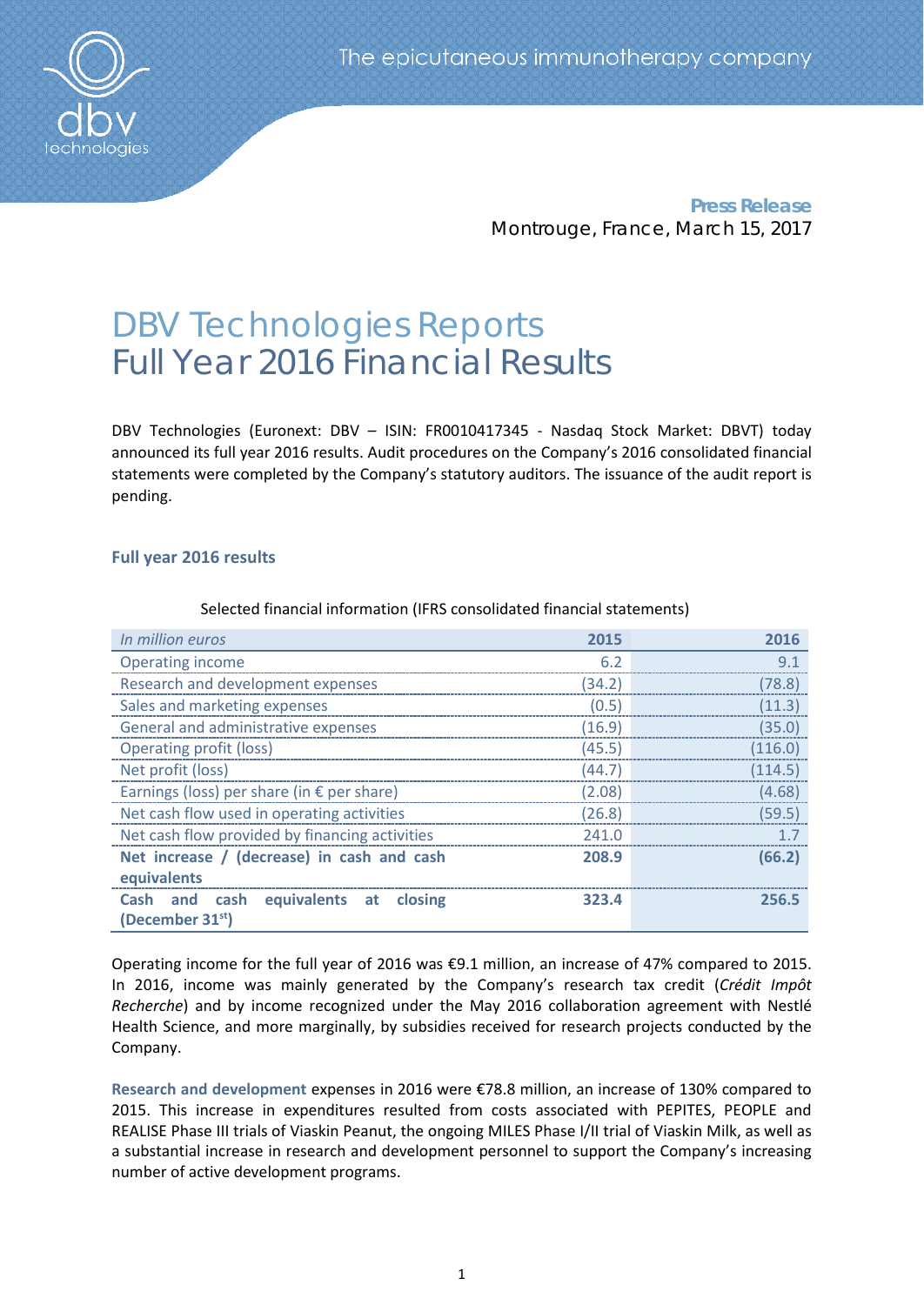The epicutaneous immunotherapy company

**Press Release**
Montrouge, France, March 15, 2017

# DBV Technologies Reports Full Year 2016 Financial Results

DBV Technologies (Euronext: DBV – ISIN: FR0010417345 - Nasdaq Stock Market: DBVT) today announced its full year 2016 results. Audit procedures on the Company's 2016 consolidated financial statements were completed by the Company's statutory auditors. The issuance of the audit report is pending.

## Full year 2016 results

Selected financial information (IFRS consolidated financial statements)

| *In million euros* | 2015 | 2016 |
|---|---|---|
| Operating income | 6.2 | 9.1 |
| Research and development expenses | (34.2) | (78.8) |
| Sales and marketing expenses | (0.5) | (11.3) |
| General and administrative expenses | (16.9) | (35.0) |
| Operating profit (loss) | (45.5) | (116.0) |
| Net profit (loss) | (44.7) | (114.5) |
| Earnings (loss) per share (in € per share) | (2.08) | (4.68) |
| Net cash flow used in operating activities | (26.8) | (59.5) |
| Net cash flow provided by financing activities | 241.0 | 1.7 |
| **Net increase / (decrease) in cash and cash equivalents** | **208.9** | **(66.2)** |
| **Cash and cash equivalents at closing (December 31st)** | **323.4** | **256.5** |

Operating income for the full year of 2016 was €9.1 million, an increase of 47% compared to 2015. In 2016, income was mainly generated by the Company's research tax credit (*Crédit Impôt Recherche*) and by income recognized under the May 2016 collaboration agreement with Nestlé Health Science, and more marginally, by subsidies received for research projects conducted by the Company.

**Research and development** expenses in 2016 were €78.8 million, an increase of 130% compared to 2015. This increase in expenditures resulted from costs associated with PEPITES, PEOPLE and REALISE Phase III trials of Viaskin Peanut, the ongoing MILES Phase I/II trial of Viaskin Milk, as well as a substantial increase in research and development personnel to support the Company's increasing number of active development programs.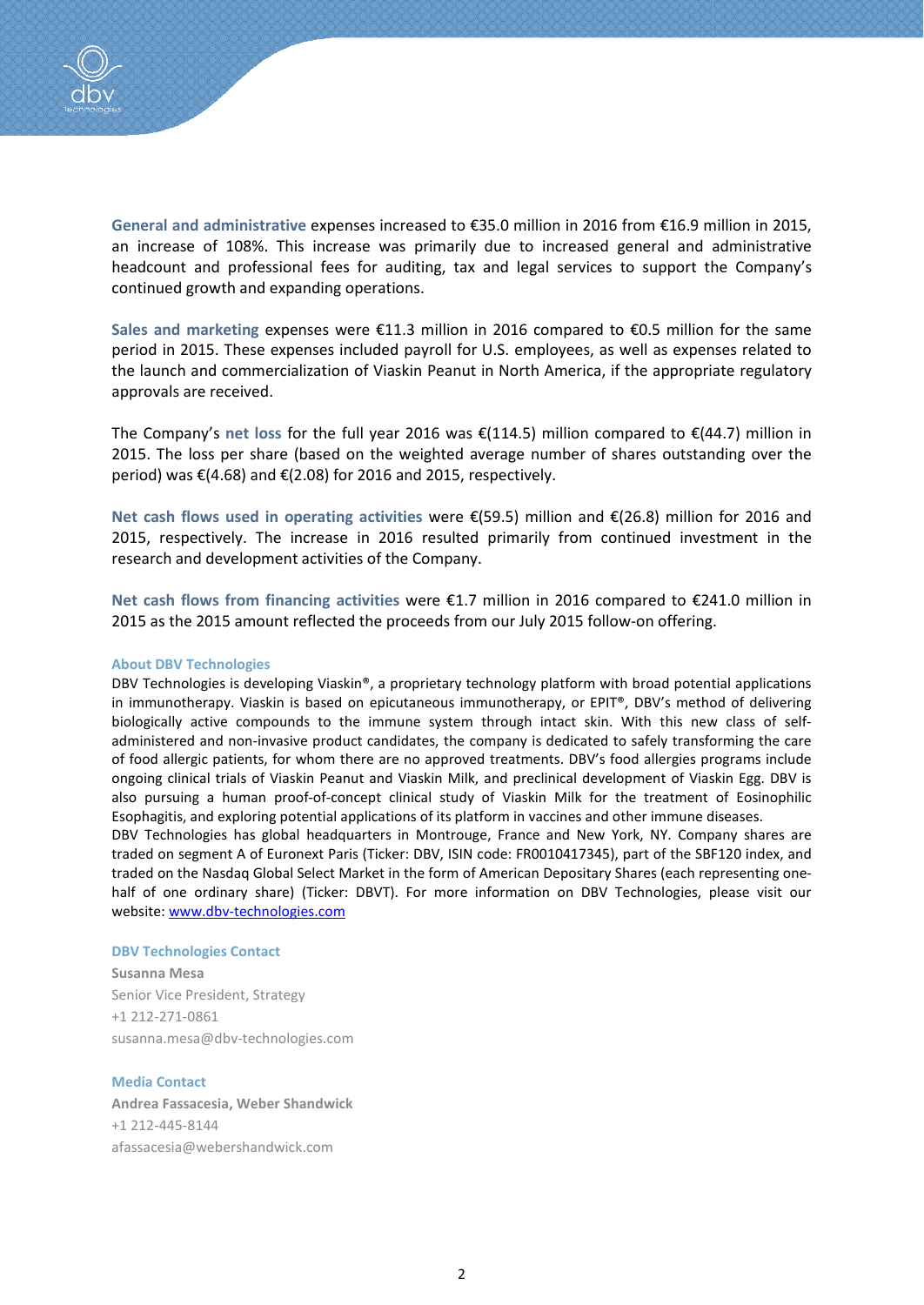**General and administrative** expenses increased to €35.0 million in 2016 from €16.9 million in 2015, an increase of 108%. This increase was primarily due to increased general and administrative headcount and professional fees for auditing, tax and legal services to support the Company's continued growth and expanding operations.

**Sales and marketing** expenses were €11.3 million in 2016 compared to €0.5 million for the same period in 2015. These expenses included payroll for U.S. employees, as well as expenses related to the launch and commercialization of Viaskin Peanut in North America, if the appropriate regulatory approvals are received.

The Company's **net loss** for the full year 2016 was €(114.5) million compared to €(44.7) million in 2015. The loss per share (based on the weighted average number of shares outstanding over the period) was €(4.68) and €(2.08) for 2016 and 2015, respectively.

**Net cash flows used in operating activities** were €(59.5) million and €(26.8) million for 2016 and 2015, respectively. The increase in 2016 resulted primarily from continued investment in the research and development activities of the Company.

**Net cash flows from financing activities** were €1.7 million in 2016 compared to €241.0 million in 2015 as the 2015 amount reflected the proceeds from our July 2015 follow-on offering.

**About DBV Technologies**

DBV Technologies is developing Viaskin®, a proprietary technology platform with broad potential applications in immunotherapy. Viaskin is based on epicutaneous immunotherapy, or EPIT®, DBV's method of delivering biologically active compounds to the immune system through intact skin. With this new class of self-administered and non-invasive product candidates, the company is dedicated to safely transforming the care of food allergic patients, for whom there are no approved treatments. DBV's food allergies programs include ongoing clinical trials of Viaskin Peanut and Viaskin Milk, and preclinical development of Viaskin Egg. DBV is also pursuing a human proof-of-concept clinical study of Viaskin Milk for the treatment of Eosinophilic Esophagitis, and exploring potential applications of its platform in vaccines and other immune diseases.
DBV Technologies has global headquarters in Montrouge, France and New York, NY. Company shares are traded on segment A of Euronext Paris (Ticker: DBV, ISIN code: FR0010417345), part of the SBF120 index, and traded on the Nasdaq Global Select Market in the form of American Depositary Shares (each representing one-half of one ordinary share) (Ticker: DBVT). For more information on DBV Technologies, please visit our website: [www.dbv-technologies.com](www.dbv-technologies.com)

**DBV Technologies Contact**

**Susanna Mesa**
Senior Vice President, Strategy
+1 212-271-0861
susanna.mesa@dbv-technologies.com

**Media Contact**

**Andrea Fassacesia, Weber Shandwick**
+1 212-445-8144
afassacesia@webershandwick.com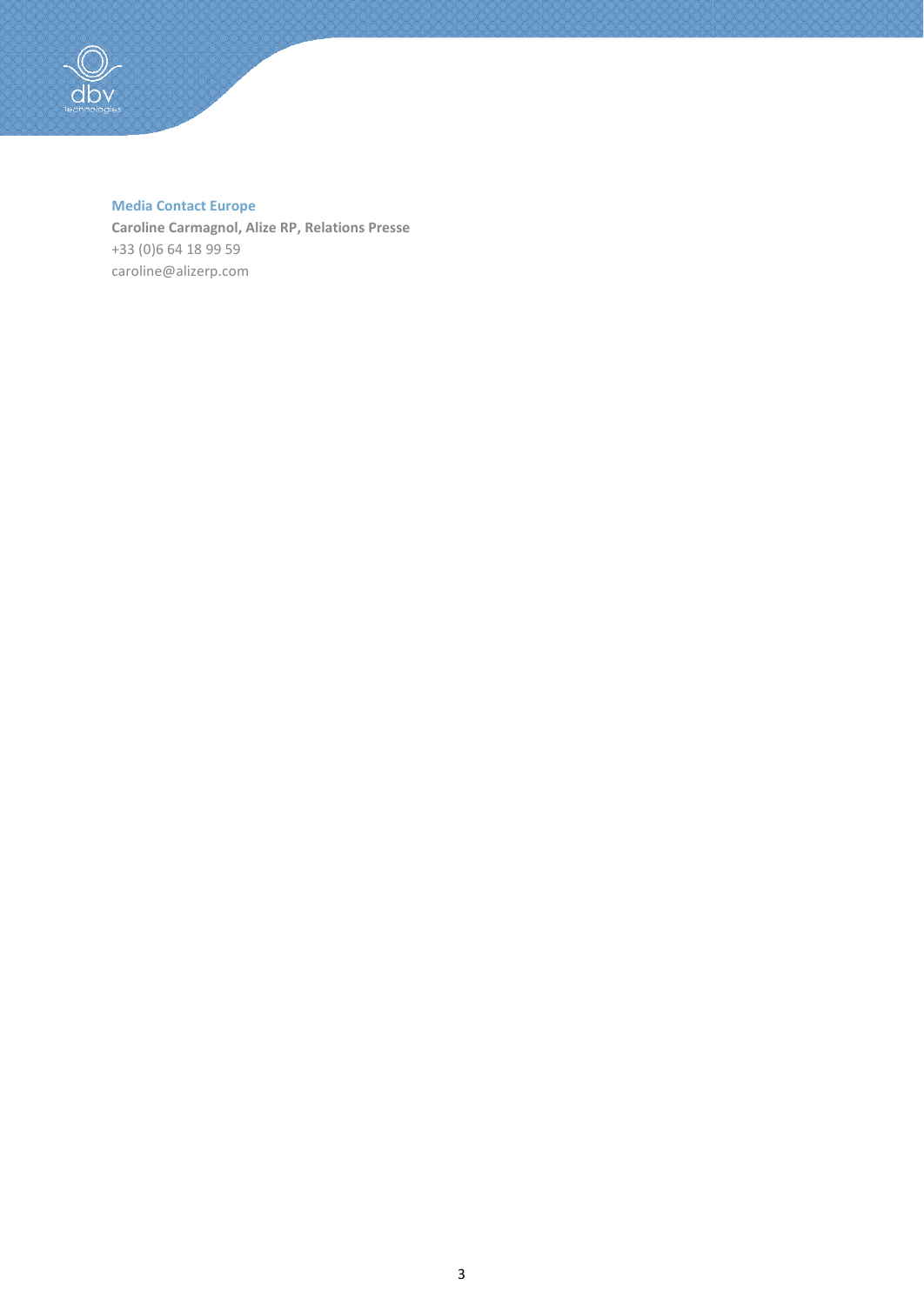**Media Contact Europe**

**Caroline Carmagnol, Alize RP, Relations Presse**

+33 (0)6 64 18 99 59

caroline@alizerp.com